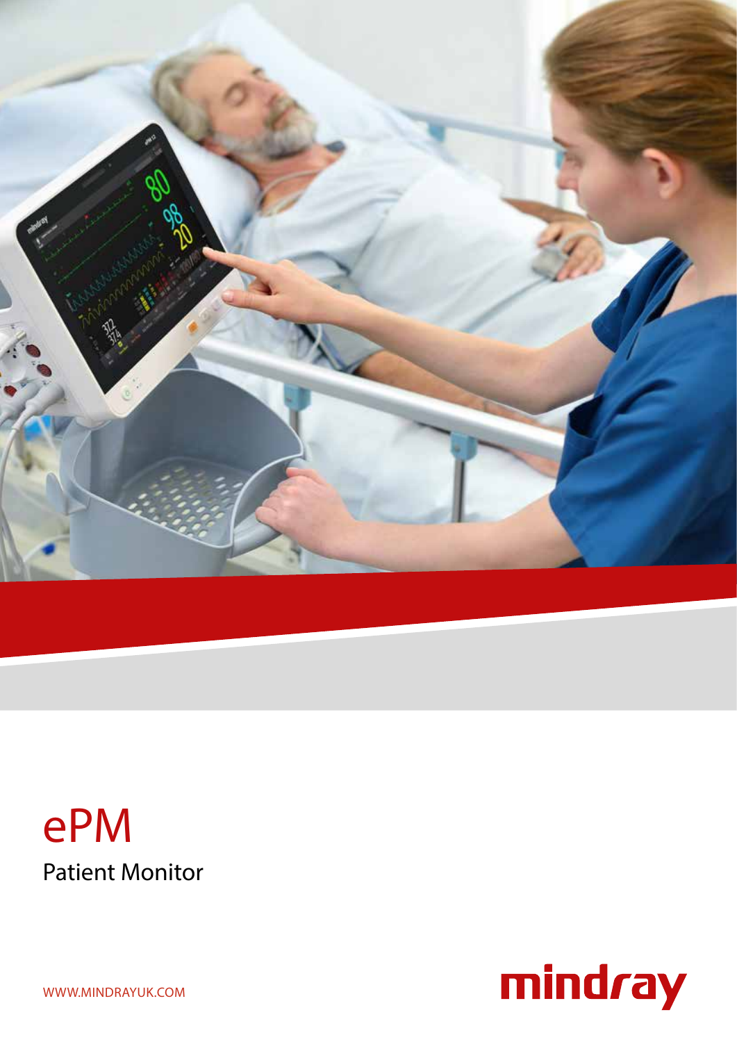# ePM

## Patient Monitor

WWW.MINDRAYUK.COM

mindray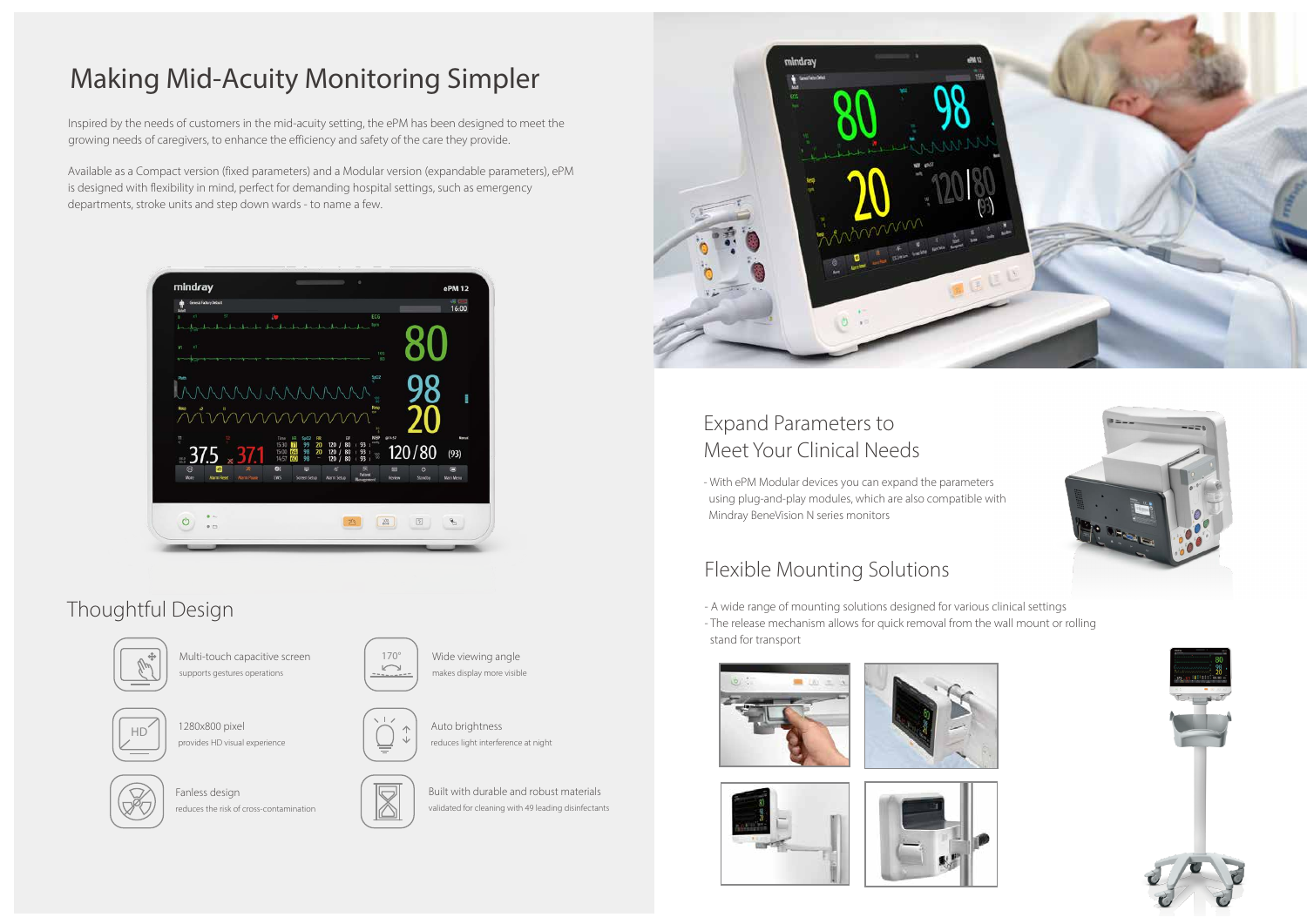# Making Mid-Acuity Monitoring Simpler

Inspired by the needs of customers in the mid-acuity setting, the ePM has been designed to meet the growing needs of caregivers, to enhance the efficiency and safety of the care they provide.

Available as a Compact version (fixed parameters) and a Modular version (expandable parameters), ePM is designed with flexibility in mind, perfect for demanding hospital settings, such as emergency departments, stroke units and step down wards - to name a few.

## Thoughtful Design

- Multi-touch capacitive screen
  supports gestures operations
- Wide viewing angle
  makes display more visible
- 1280x800 pixel
  provides HD visual experience
- Auto brightness
  reduces light interference at night
- Fanless design
  reduces the risk of cross-contamination
- Built with durable and robust materials
  validated for cleaning with 49 leading disinfectants

## Expand Parameters to Meet Your Clinical Needs

- With ePM Modular devices you can expand the parameters using plug-and-play modules, which are also compatible with Mindray BeneVision N series monitors

## Flexible Mounting Solutions

- A wide range of mounting solutions designed for various clinical settings
- The release mechanism allows for quick removal from the wall mount or rolling stand for transport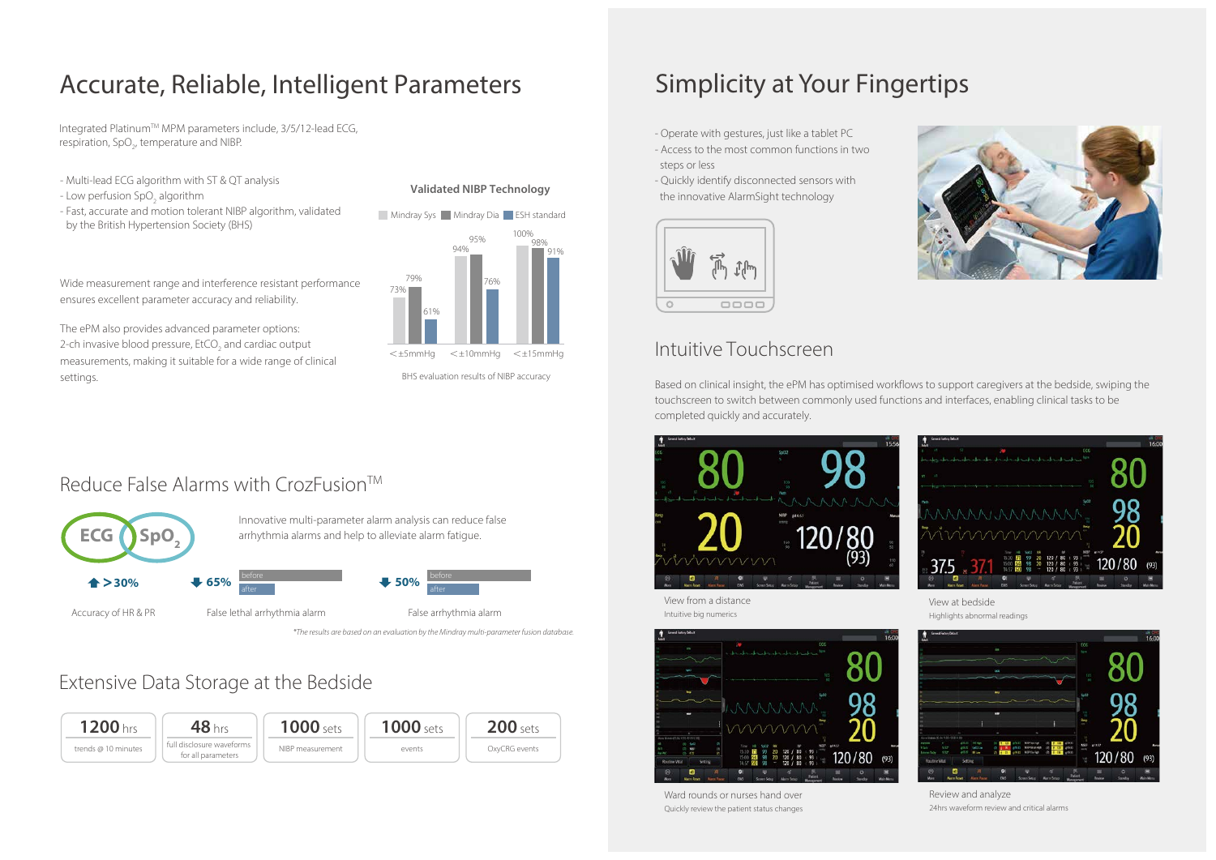# Accurate, Reliable, Intelligent Parameters

Integrated Platinum™ MPM parameters include, 3/5/12-lead ECG, respiration, $SpO_2$, temperature and NIBP.

- Multi-lead ECG algorithm with ST & QT analysis
- Low perfusion $SpO_2$ algorithm
- Fast, accurate and motion tolerant NIBP algorithm, validated by the British Hypertension Society (BHS)

Wide measurement range and interference resistant performance ensures excellent parameter accuracy and reliability.

The ePM also provides advanced parameter options: 2-ch invasive blood pressure, $EtCO_2$ and cardiac output measurements, making it suitable for a wide range of clinical settings.

**Validated NIBP Technology**

| | Mindray Sys | Mindray Dia | ESH standard |
|---|---|---|---|
| ≤±5mmHg | 73% | 79% | 61% |
| ≤±10mmHg | 94% | 95% | 76% |
| ≤±15mmHg | 100% | 98% | 91% |

BHS evaluation results of NIBP accuracy

## Reduce False Alarms with CrozFusion™

ECG SpO₂

Innovative multi-parameter alarm analysis can reduce false arrhythmia alarms and help to alleviate alarm fatigue.

- ↑ >30% Accuracy of HR & PR
- ↓ 65% False lethal arrhythmia alarm (before / after)
- ↓ 50% False arrhythmia alarm (before / after)

*The results are based on an evaluation by the Mindray multi-parameter fusion database.*

## Extensive Data Storage at the Bedside

| 1200 hrs | 48 hrs | 1000 sets | 1000 sets | 200 sets |
|---|---|---|---|---|
| trends @ 10 minutes | full disclosure waveforms for all parameters | NIBP measurement | events | OxyCRG events |

# Simplicity at Your Fingertips

- Operate with gestures, just like a tablet PC
- Access to the most common functions in two steps or less
- Quickly identify disconnected sensors with the innovative AlarmSight technology

## Intuitive Touchscreen

Based on clinical insight, the ePM has optimised workflows to support caregivers at the bedside, swiping the touchscreen to switch between commonly used functions and interfaces, enabling clinical tasks to be completed quickly and accurately.

View from a distance
Intuitive big numerics

View at bedside
Highlights abnormal readings

Ward rounds or nurses hand over
Quickly review the patient status changes

Review and analyze
24hrs waveform review and critical alarms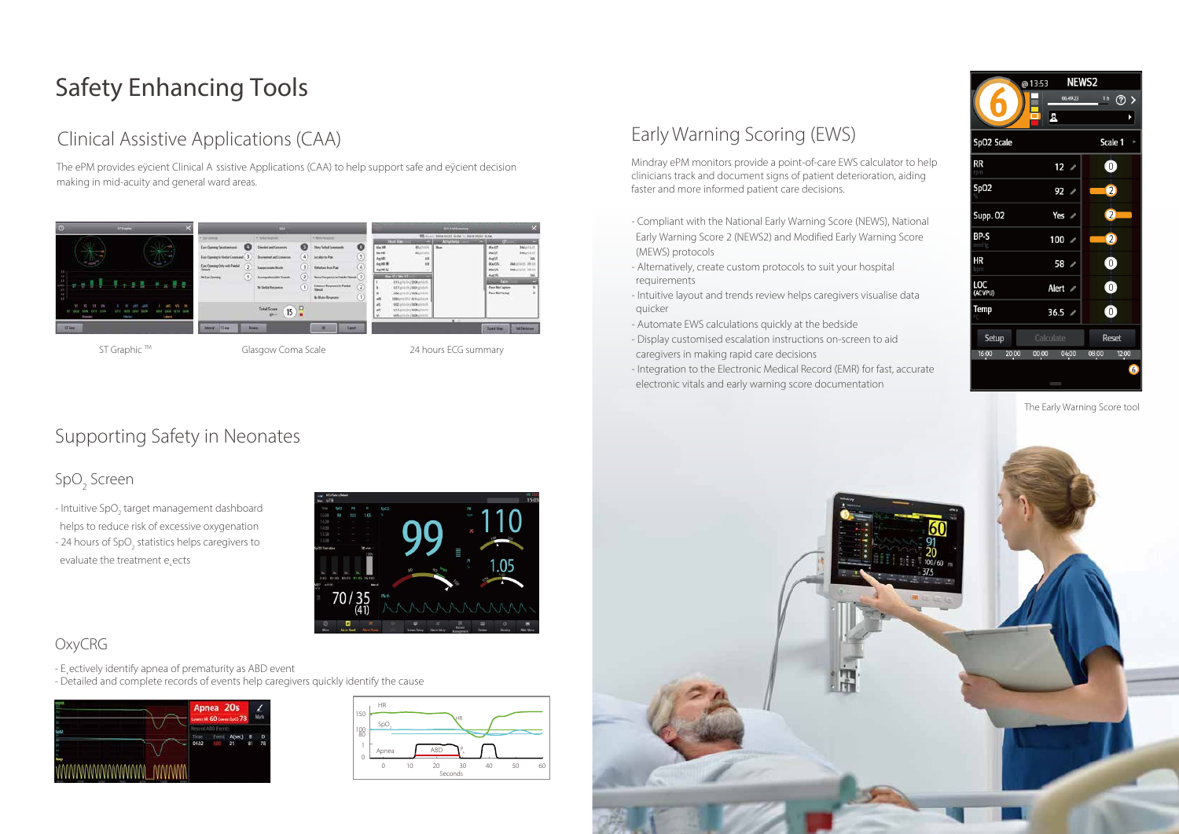# Safety Enhancing Tools

## Clinical Assistive Applications (CAA)

The ePM provides eÿcient Clinical A ssistive Applications (CAA) to help support safe and eÿcient decision making in mid-acuity and general ward areas.

ST Graphic ™

Glasgow Coma Scale

24 hours ECG summary

## Supporting Safety in Neonates

### $SpO_2$ Screen

- Intuitive $SpO_2$ target management dashboard helps to reduce risk of excessive oxygenation
- 24 hours of $SpO_2$ statistics helps caregivers to evaluate the treatment e ects

### OxyCRG

- E ectively identify apnea of prematurity as ABD event
- Detailed and complete records of events help caregivers quickly identify the cause

## Early Warning Scoring (EWS)

Mindray ePM monitors provide a point-of-care EWS calculator to help clinicians track and document signs of patient deterioration, aiding faster and more informed patient care decisions.

- Compliant with the National Early Warning Score (NEWS), National Early Warning Score 2 (NEWS2) and Modified Early Warning Score (MEWS) protocols
- Alternatively, create customised protocols to suit your hospital requirements
- Intuitive layout and trends review helps caregivers visualise data quicker
- Automate EWS calculations quickly at the bedside
- Display customised escalation instructions on-screen to aid caregivers in making rapid care decisions
- Integration to the Electronic Medical Record (EMR) for fast, accurate electronic vitals and early warning score documentation

The Early Warning Score tool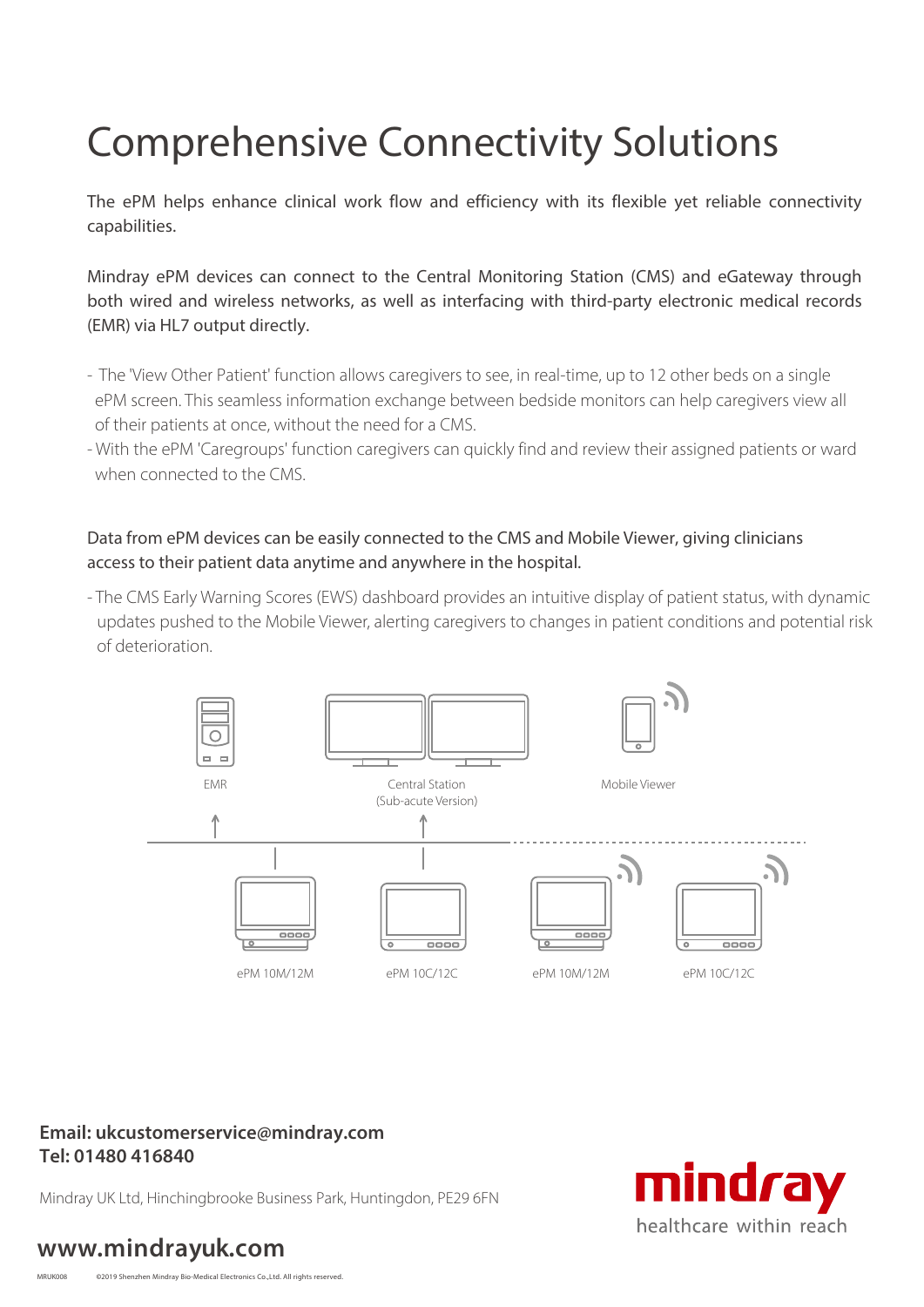# Comprehensive Connectivity Solutions

The ePM helps enhance clinical work flow and efficiency with its flexible yet reliable connectivity capabilities.

Mindray ePM devices can connect to the Central Monitoring Station (CMS) and eGateway through both wired and wireless networks, as well as interfacing with third-party electronic medical records (EMR) via HL7 output directly.

- The 'View Other Patient' function allows caregivers to see, in real-time, up to 12 other beds on a single ePM screen. This seamless information exchange between bedside monitors can help caregivers view all of their patients at once, without the need for a CMS.
- With the ePM 'Caregroups' function caregivers can quickly find and review their assigned patients or ward when connected to the CMS.

Data from ePM devices can be easily connected to the CMS and Mobile Viewer, giving clinicians access to their patient data anytime and anywhere in the hospital.

- The CMS Early Warning Scores (EWS) dashboard provides an intuitive display of patient status, with dynamic updates pushed to the Mobile Viewer, alerting caregivers to changes in patient conditions and potential risk of deterioration.

EMR

Central Station
(Sub-acute Version)

Mobile Viewer

ePM 10M/12M

ePM 10C/12C

ePM 10M/12M

ePM 10C/12C

**Email: ukcustomerservice@mindray.com**
**Tel: 01480 416840**

Mindray UK Ltd, Hinchingbrooke Business Park, Huntingdon, PE29 6FN

## www.mindrayuk.com

mindray
healthcare within reach

MRUK008 ©2019 Shenzhen Mindray Bio-Medical Electronics Co.,Ltd. All rights reserved.